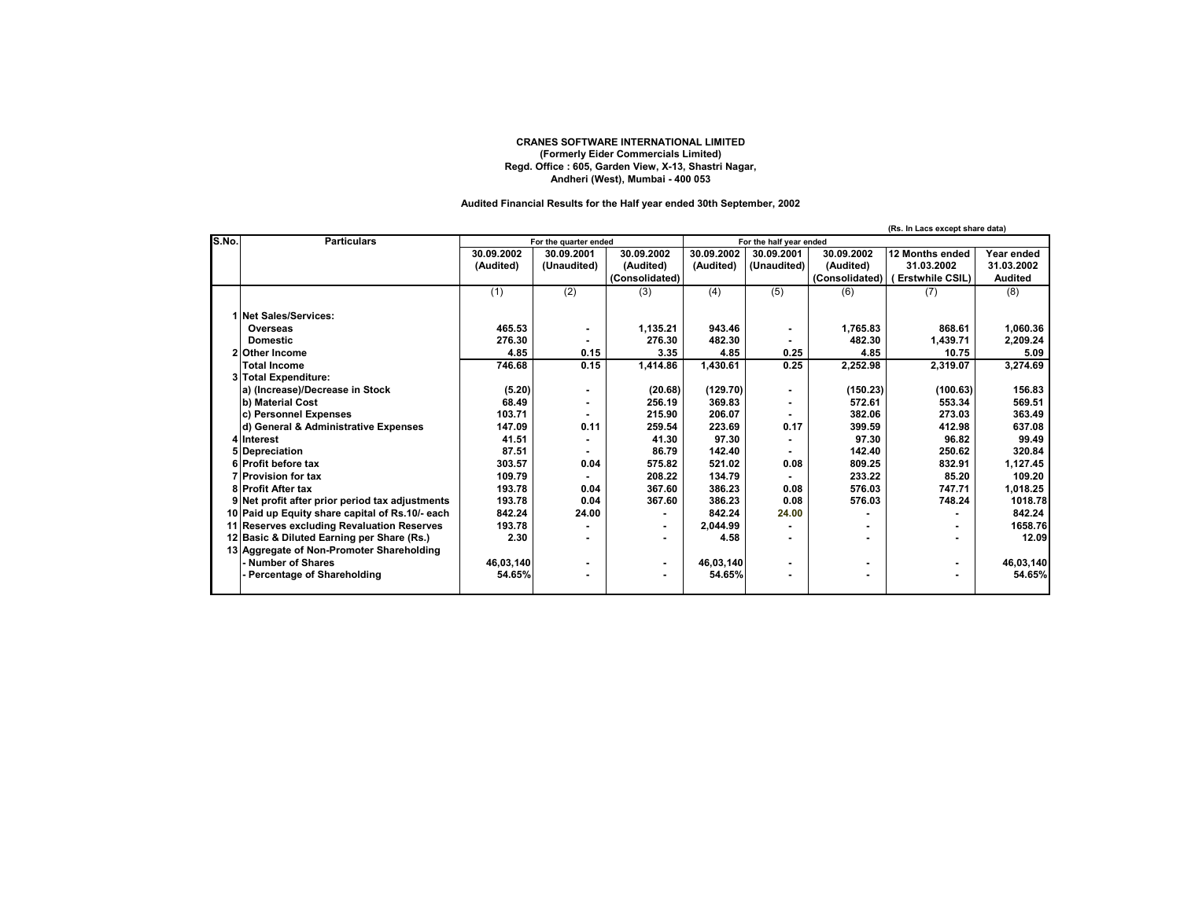**CRANES SOFTWARE INTERNATIONAL LIMITED**
**(Formerly Eider Commercials Limited)**
**Regd. Office : 605, Garden View, X-13, Shastri Nagar,**
**Andheri (West), Mumbai - 400 053**

**Audited Financial Results for the Half year ended 30th September, 2002**

(Rs. In Lacs except share data)

| S.No. | Particulars | For the quarter ended | | | For the half year ended | | | | |
|---|---|---|---|---|---|---|---|---|---|
| | | 30.09.2002 (Audited) | 30.09.2001 (Unaudited) | 30.09.2002 (Audited) (Consolidated) | 30.09.2002 (Audited) | 30.09.2001 (Unaudited) | 30.09.2002 (Audited) (Consolidated) | 12 Months ended 31.03.2002 ( Erstwhile CSIL) | Year ended 31.03.2002 Audited |
| | | (1) | (2) | (3) | (4) | (5) | (6) | (7) | (8) |
| 1 | **Net Sales/Services:** | | | | | | | | |
| | Overseas | 465.53 | - | 1,135.21 | 943.46 | - | 1,765.83 | 868.61 | 1,060.36 |
| | Domestic | 276.30 | - | 276.30 | 482.30 | - | 482.30 | 1,439.71 | 2,209.24 |
| 2 | Other Income | 4.85 | 0.15 | 3.35 | 4.85 | 0.25 | 4.85 | 10.75 | 5.09 |
| | Total Income | 746.68 | 0.15 | 1,414.86 | 1,430.61 | 0.25 | 2,252.98 | 2,319.07 | 3,274.69 |
| 3 | **Total Expenditure:** | | | | | | | | |
| | a) (Increase)/Decrease in Stock | (5.20) | - | (20.68) | (129.70) | - | (150.23) | (100.63) | 156.83 |
| | b) Material Cost | 68.49 | - | 256.19 | 369.83 | - | 572.61 | 553.34 | 569.51 |
| | c) Personnel Expenses | 103.71 | - | 215.90 | 206.07 | - | 382.06 | 273.03 | 363.49 |
| | d) General & Administrative Expenses | 147.09 | 0.11 | 259.54 | 223.69 | 0.17 | 399.59 | 412.98 | 637.08 |
| 4 | Interest | 41.51 | - | 41.30 | 97.30 | - | 97.30 | 96.82 | 99.49 |
| 5 | Depreciation | 87.51 | - | 86.79 | 142.40 | - | 142.40 | 250.62 | 320.84 |
| 6 | Profit before tax | 303.57 | 0.04 | 575.82 | 521.02 | 0.08 | 809.25 | 832.91 | 1,127.45 |
| 7 | Provision for tax | 109.79 | - | 208.22 | 134.79 | - | 233.22 | 85.20 | 109.20 |
| 8 | Profit After tax | 193.78 | 0.04 | 367.60 | 386.23 | 0.08 | 576.03 | 747.71 | 1,018.25 |
| 9 | Net profit after prior period tax adjustments | 193.78 | 0.04 | 367.60 | 386.23 | 0.08 | 576.03 | 748.24 | 1018.78 |
| 10 | Paid up Equity share capital of Rs.10/- each | 842.24 | 24.00 | - | 842.24 | 24.00 | - | - | 842.24 |
| 11 | Reserves excluding Revaluation Reserves | 193.78 | - | - | 2,044.99 | - | - | - | 1658.76 |
| 12 | Basic & Diluted Earning per Share (Rs.) | 2.30 | - | - | 4.58 | - | - | - | 12.09 |
| 13 | Aggregate of Non-Promoter Shareholding | | | | | | | | |
| | - Number of Shares | 46,03,140 | - | - | 46,03,140 | - | - | - | 46,03,140 |
| | - Percentage of Shareholding | 54.65% | - | - | 54.65% | - | - | - | 54.65% |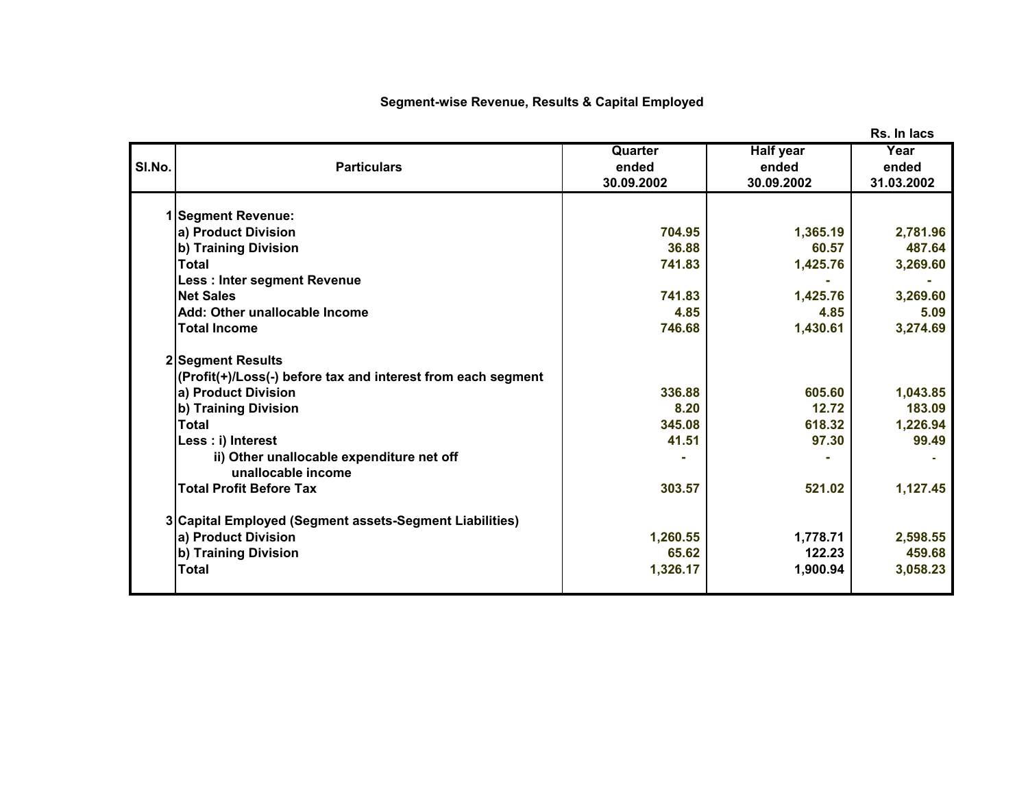## Segment-wise Revenue, Results & Capital Employed

Rs. In lacs

| Sl.No. | Particulars | Quarter ended 30.09.2002 | Half year ended 30.09.2002 | Year ended 31.03.2002 |
|---|---|---|---|---|
| 1 | **Segment Revenue:** | | | |
| | a) Product Division | 704.95 | 1,365.19 | 2,781.96 |
| | b) Training Division | 36.88 | 60.57 | 487.64 |
| | Total | 741.83 | 1,425.76 | 3,269.60 |
| | Less : Inter segment Revenue | | - | - |
| | Net Sales | 741.83 | 1,425.76 | 3,269.60 |
| | Add: Other unallocable Income | 4.85 | 4.85 | 5.09 |
| | Total Income | 746.68 | 1,430.61 | 3,274.69 |
| 2 | **Segment Results** | | | |
| | (Profit(+)/Loss(-) before tax and interest from each segment | | | |
| | a) Product Division | 336.88 | 605.60 | 1,043.85 |
| | b) Training Division | 8.20 | 12.72 | 183.09 |
| | Total | 345.08 | 618.32 | 1,226.94 |
| | Less : i) Interest | 41.51 | 97.30 | 99.49 |
| | ii) Other unallocable expenditure net off unallocable income | - | - | - |
| | Total Profit Before Tax | 303.57 | 521.02 | 1,127.45 |
| 3 | **Capital Employed (Segment assets-Segment Liabilities)** | | | |
| | a) Product Division | 1,260.55 | 1,778.71 | 2,598.55 |
| | b) Training Division | 65.62 | 122.23 | 459.68 |
| | Total | 1,326.17 | 1,900.94 | 3,058.23 |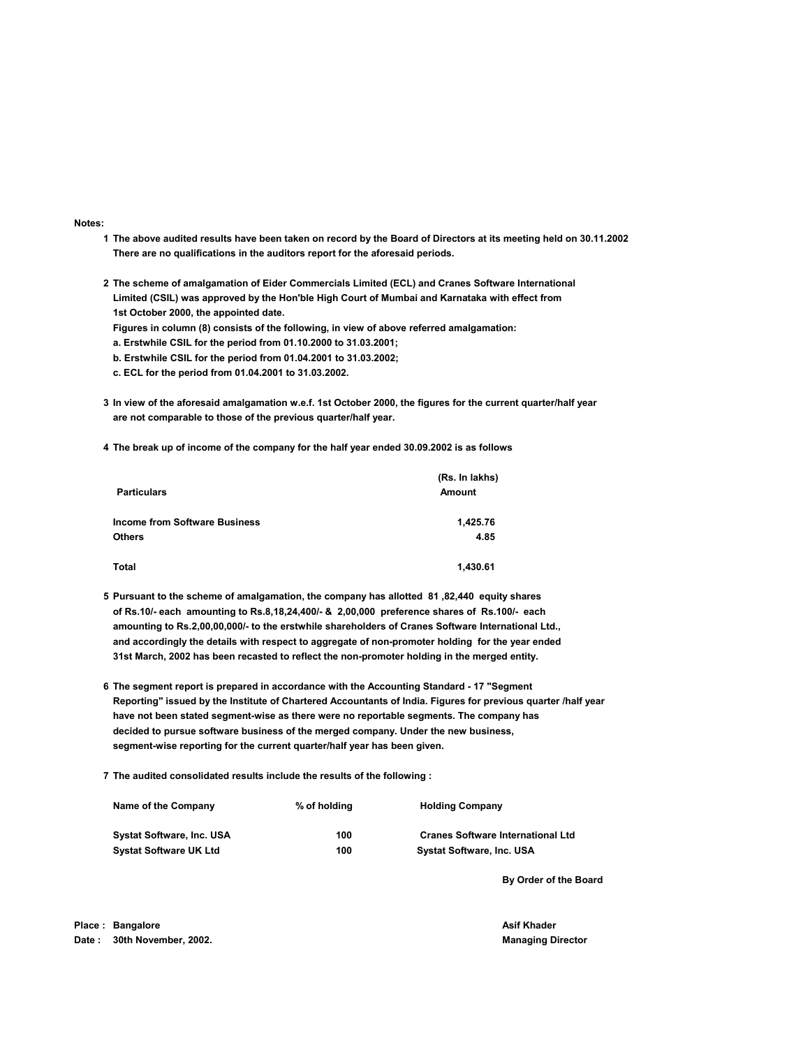**Notes:**

1. The above audited results have been taken on record by the Board of Directors at its meeting held on 30.11.2002 There are no qualifications in the auditors report for the aforesaid periods.

2. The scheme of amalgamation of Eider Commercials Limited (ECL) and Cranes Software International Limited (CSIL) was approved by the Hon'ble High Court of Mumbai and Karnataka with effect from 1st October 2000, the appointed date.
   Figures in column (8) consists of the following, in view of above referred amalgamation:
   a. Erstwhile CSIL for the period from 01.10.2000 to 31.03.2001;
   b. Erstwhile CSIL for the period from 01.04.2001 to 31.03.2002;
   c. ECL for the period from 01.04.2001 to 31.03.2002.

3. In view of the aforesaid amalgamation w.e.f. 1st October 2000, the figures for the current quarter/half year are not comparable to those of the previous quarter/half year.

4. The break up of income of the company for the half year ended 30.09.2002 is as follows

| Particulars | (Rs. In lakhs) Amount |
|---|---|
| Income from Software Business | 1,425.76 |
| Others | 4.85 |
| Total | 1,430.61 |

5. Pursuant to the scheme of amalgamation, the company has allotted 81 ,82,440 equity shares of Rs.10/- each amounting to Rs.8,18,24,400/- & 2,00,000 preference shares of Rs.100/- each amounting to Rs.2,00,00,000/- to the erstwhile shareholders of Cranes Software International Ltd., and accordingly the details with respect to aggregate of non-promoter holding for the year ended 31st March, 2002 has been recasted to reflect the non-promoter holding in the merged entity.

6. The segment report is prepared in accordance with the Accounting Standard - 17 "Segment Reporting" issued by the Institute of Chartered Accountants of India. Figures for previous quarter /half year have not been stated segment-wise as there were no reportable segments. The company has decided to pursue software business of the merged company. Under the new business, segment-wise reporting for the current quarter/half year has been given.

7. The audited consolidated results include the results of the following :

| Name of the Company | % of holding | Holding Company |
|---|---|---|
| Systat Software, Inc. USA | 100 | Cranes Software International Ltd |
| Systat Software UK Ltd | 100 | Systat Software, Inc. USA |

By Order of the Board

Place : Bangalore
Date : 30th November, 2002.

Asif Khader
Managing Director